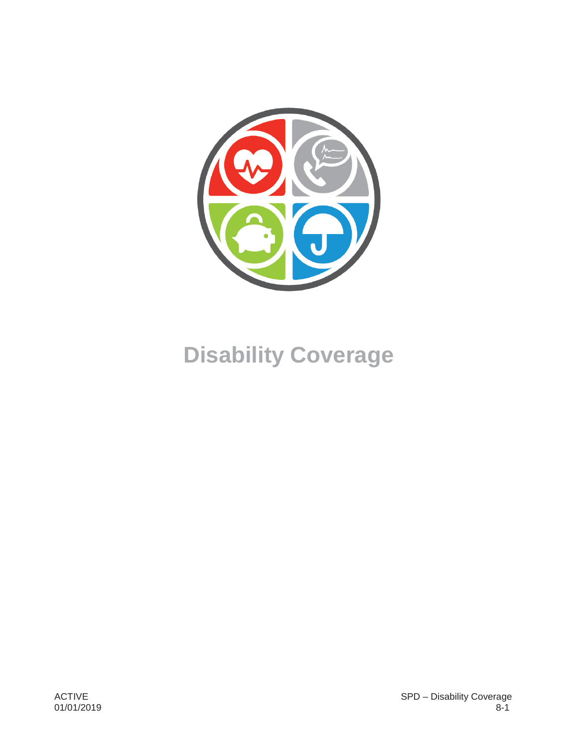# Disability Coverage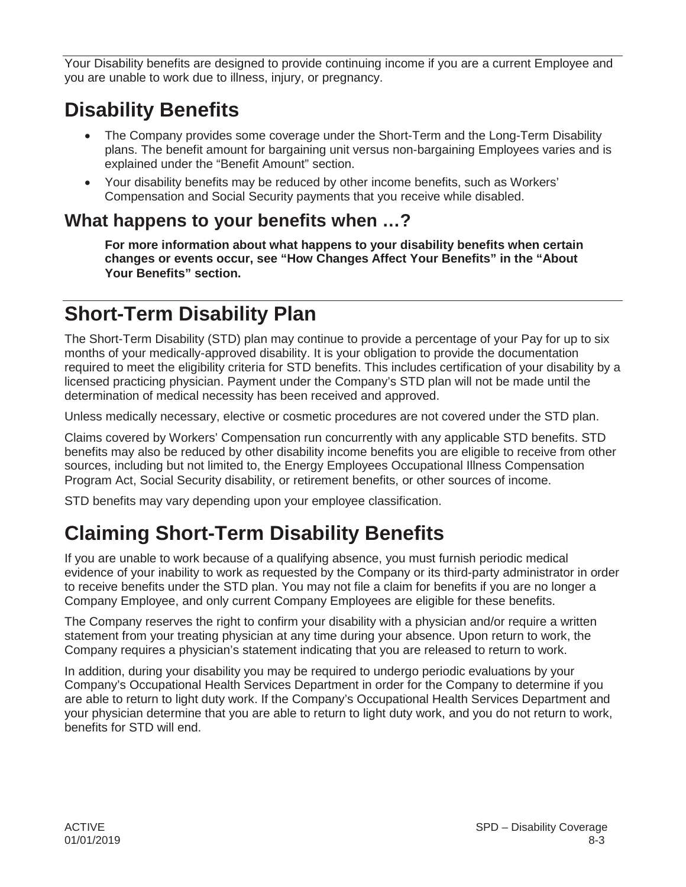Your Disability benefits are designed to provide continuing income if you are a current Employee and you are unable to work due to illness, injury, or pregnancy.

# Disability Benefits

- The Company provides some coverage under the Short-Term and the Long-Term Disability plans. The benefit amount for bargaining unit versus non-bargaining Employees varies and is explained under the "Benefit Amount" section.
- Your disability benefits may be reduced by other income benefits, such as Workers' Compensation and Social Security payments that you receive while disabled.

## What happens to your benefits when …?

**For more information about what happens to your disability benefits when certain changes or events occur, see "How Changes Affect Your Benefits" in the "About Your Benefits" section.**

# Short-Term Disability Plan

The Short-Term Disability (STD) plan may continue to provide a percentage of your Pay for up to six months of your medically-approved disability. It is your obligation to provide the documentation required to meet the eligibility criteria for STD benefits. This includes certification of your disability by a licensed practicing physician. Payment under the Company's STD plan will not be made until the determination of medical necessity has been received and approved.

Unless medically necessary, elective or cosmetic procedures are not covered under the STD plan.

Claims covered by Workers' Compensation run concurrently with any applicable STD benefits. STD benefits may also be reduced by other disability income benefits you are eligible to receive from other sources, including but not limited to, the Energy Employees Occupational Illness Compensation Program Act, Social Security disability, or retirement benefits, or other sources of income.

STD benefits may vary depending upon your employee classification.

# Claiming Short-Term Disability Benefits

If you are unable to work because of a qualifying absence, you must furnish periodic medical evidence of your inability to work as requested by the Company or its third-party administrator in order to receive benefits under the STD plan. You may not file a claim for benefits if you are no longer a Company Employee, and only current Company Employees are eligible for these benefits.

The Company reserves the right to confirm your disability with a physician and/or require a written statement from your treating physician at any time during your absence. Upon return to work, the Company requires a physician's statement indicating that you are released to return to work.

In addition, during your disability you may be required to undergo periodic evaluations by your Company's Occupational Health Services Department in order for the Company to determine if you are able to return to light duty work. If the Company's Occupational Health Services Department and your physician determine that you are able to return to light duty work, and you do not return to work, benefits for STD will end.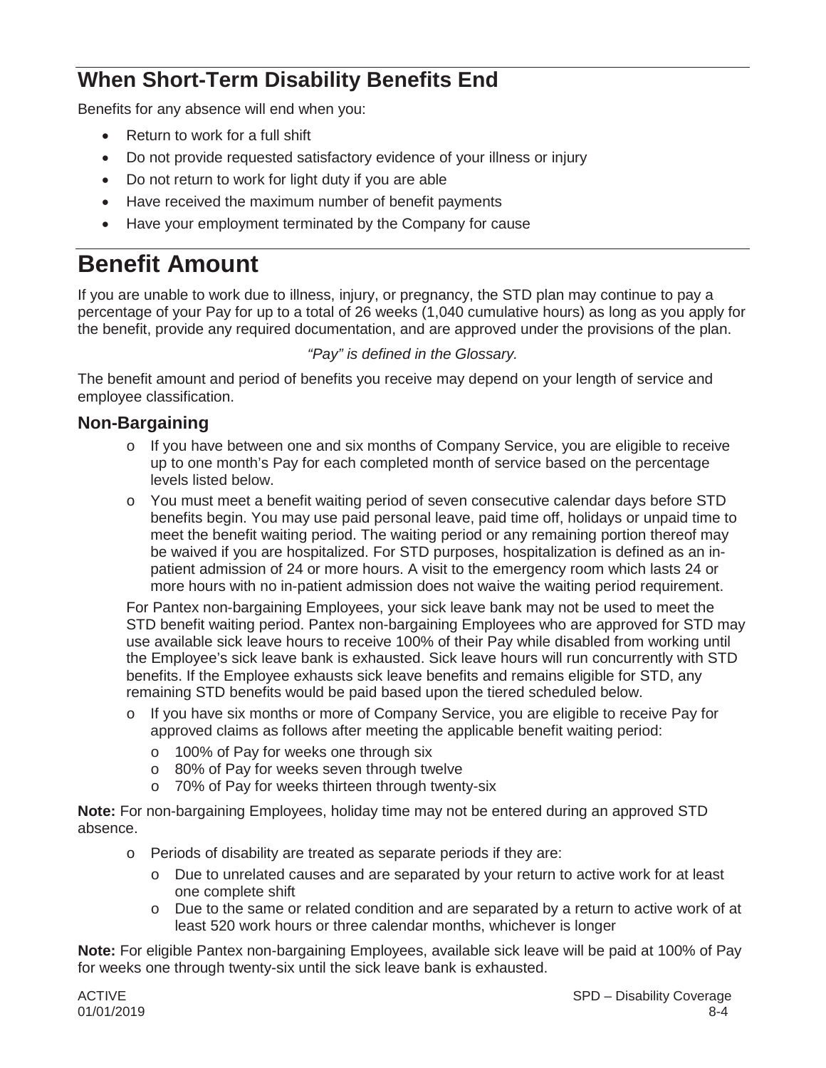## When Short-Term Disability Benefits End

Benefits for any absence will end when you:

- Return to work for a full shift
- Do not provide requested satisfactory evidence of your illness or injury
- Do not return to work for light duty if you are able
- Have received the maximum number of benefit payments
- Have your employment terminated by the Company for cause

# Benefit Amount

If you are unable to work due to illness, injury, or pregnancy, the STD plan may continue to pay a percentage of your Pay for up to a total of 26 weeks (1,040 cumulative hours) as long as you apply for the benefit, provide any required documentation, and are approved under the provisions of the plan.

*"Pay" is defined in the Glossary.*

The benefit amount and period of benefits you receive may depend on your length of service and employee classification.

### Non-Bargaining

- If you have between one and six months of Company Service, you are eligible to receive up to one month's Pay for each completed month of service based on the percentage levels listed below.
- You must meet a benefit waiting period of seven consecutive calendar days before STD benefits begin. You may use paid personal leave, paid time off, holidays or unpaid time to meet the benefit waiting period. The waiting period or any remaining portion thereof may be waived if you are hospitalized. For STD purposes, hospitalization is defined as an in-patient admission of 24 or more hours. A visit to the emergency room which lasts 24 or more hours with no in-patient admission does not waive the waiting period requirement.

  For Pantex non-bargaining Employees, your sick leave bank may not be used to meet the STD benefit waiting period. Pantex non-bargaining Employees who are approved for STD may use available sick leave hours to receive 100% of their Pay while disabled from working until the Employee's sick leave bank is exhausted. Sick leave hours will run concurrently with STD benefits. If the Employee exhausts sick leave benefits and remains eligible for STD, any remaining STD benefits would be paid based upon the tiered scheduled below.
- If you have six months or more of Company Service, you are eligible to receive Pay for approved claims as follows after meeting the applicable benefit waiting period:
  - 100% of Pay for weeks one through six
  - 80% of Pay for weeks seven through twelve
  - 70% of Pay for weeks thirteen through twenty-six

**Note:** For non-bargaining Employees, holiday time may not be entered during an approved STD absence.

- Periods of disability are treated as separate periods if they are:
  - Due to unrelated causes and are separated by your return to active work for at least one complete shift
  - Due to the same or related condition and are separated by a return to active work of at least 520 work hours or three calendar months, whichever is longer

**Note:** For eligible Pantex non-bargaining Employees, available sick leave will be paid at 100% of Pay for weeks one through twenty-six until the sick leave bank is exhausted.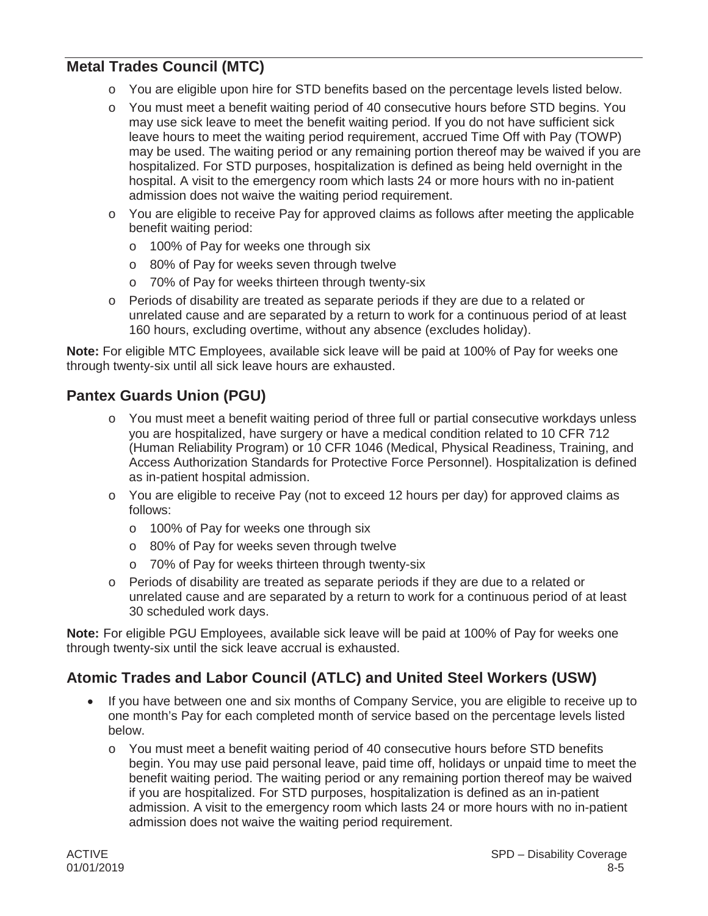## Metal Trades Council (MTC)

- You are eligible upon hire for STD benefits based on the percentage levels listed below.
- You must meet a benefit waiting period of 40 consecutive hours before STD begins. You may use sick leave to meet the benefit waiting period. If you do not have sufficient sick leave hours to meet the waiting period requirement, accrued Time Off with Pay (TOWP) may be used. The waiting period or any remaining portion thereof may be waived if you are hospitalized. For STD purposes, hospitalization is defined as being held overnight in the hospital. A visit to the emergency room which lasts 24 or more hours with no in-patient admission does not waive the waiting period requirement.
- You are eligible to receive Pay for approved claims as follows after meeting the applicable benefit waiting period:
  - 100% of Pay for weeks one through six
  - 80% of Pay for weeks seven through twelve
  - 70% of Pay for weeks thirteen through twenty-six
- Periods of disability are treated as separate periods if they are due to a related or unrelated cause and are separated by a return to work for a continuous period of at least 160 hours, excluding overtime, without any absence (excludes holiday).

**Note:** For eligible MTC Employees, available sick leave will be paid at 100% of Pay for weeks one through twenty-six until all sick leave hours are exhausted.

## Pantex Guards Union (PGU)

- You must meet a benefit waiting period of three full or partial consecutive workdays unless you are hospitalized, have surgery or have a medical condition related to 10 CFR 712 (Human Reliability Program) or 10 CFR 1046 (Medical, Physical Readiness, Training, and Access Authorization Standards for Protective Force Personnel). Hospitalization is defined as in-patient hospital admission.
- You are eligible to receive Pay (not to exceed 12 hours per day) for approved claims as follows:
  - 100% of Pay for weeks one through six
  - 80% of Pay for weeks seven through twelve
  - 70% of Pay for weeks thirteen through twenty-six
- Periods of disability are treated as separate periods if they are due to a related or unrelated cause and are separated by a return to work for a continuous period of at least 30 scheduled work days.

**Note:** For eligible PGU Employees, available sick leave will be paid at 100% of Pay for weeks one through twenty-six until the sick leave accrual is exhausted.

## Atomic Trades and Labor Council (ATLC) and United Steel Workers (USW)

- If you have between one and six months of Company Service, you are eligible to receive up to one month's Pay for each completed month of service based on the percentage levels listed below.
  - You must meet a benefit waiting period of 40 consecutive hours before STD benefits begin. You may use paid personal leave, paid time off, holidays or unpaid time to meet the benefit waiting period. The waiting period or any remaining portion thereof may be waived if you are hospitalized. For STD purposes, hospitalization is defined as an in-patient admission. A visit to the emergency room which lasts 24 or more hours with no in-patient admission does not waive the waiting period requirement.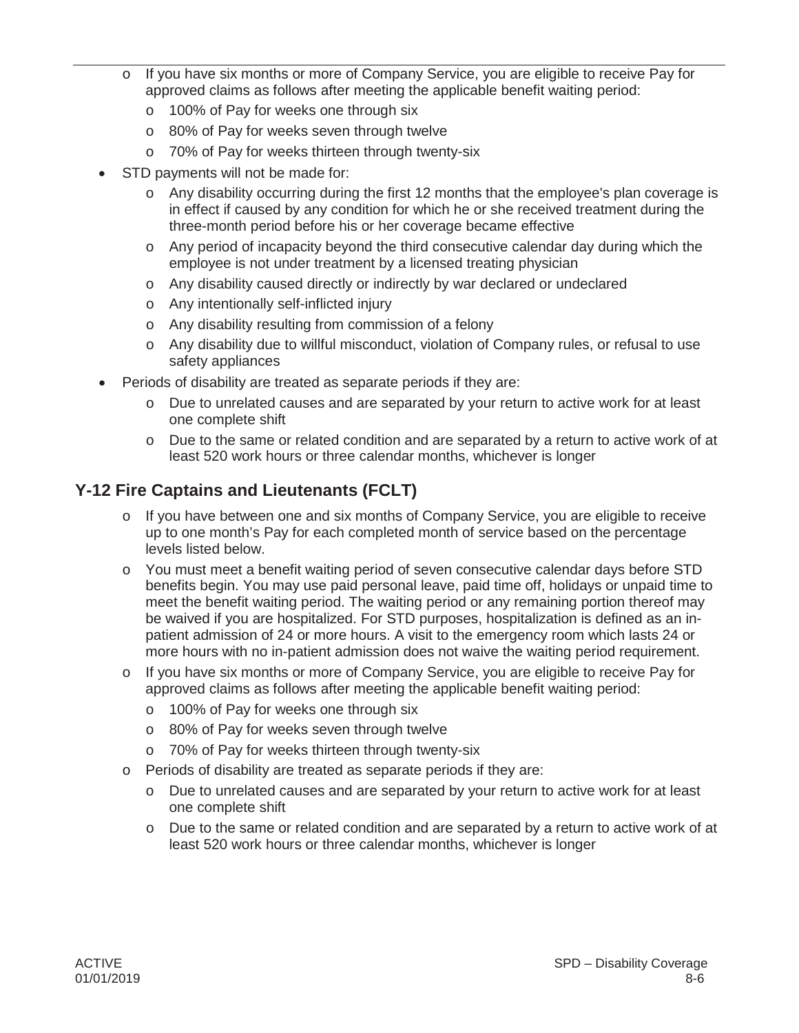- If you have six months or more of Company Service, you are eligible to receive Pay for approved claims as follows after meeting the applicable benefit waiting period:
  - 100% of Pay for weeks one through six
  - 80% of Pay for weeks seven through twelve
  - 70% of Pay for weeks thirteen through twenty-six
- STD payments will not be made for:
  - Any disability occurring during the first 12 months that the employee's plan coverage is in effect if caused by any condition for which he or she received treatment during the three-month period before his or her coverage became effective
  - Any period of incapacity beyond the third consecutive calendar day during which the employee is not under treatment by a licensed treating physician
  - Any disability caused directly or indirectly by war declared or undeclared
  - Any intentionally self-inflicted injury
  - Any disability resulting from commission of a felony
  - Any disability due to willful misconduct, violation of Company rules, or refusal to use safety appliances
- Periods of disability are treated as separate periods if they are:
  - Due to unrelated causes and are separated by your return to active work for at least one complete shift
  - Due to the same or related condition and are separated by a return to active work of at least 520 work hours or three calendar months, whichever is longer

## Y-12 Fire Captains and Lieutenants (FCLT)

- If you have between one and six months of Company Service, you are eligible to receive up to one month's Pay for each completed month of service based on the percentage levels listed below.
- You must meet a benefit waiting period of seven consecutive calendar days before STD benefits begin. You may use paid personal leave, paid time off, holidays or unpaid time to meet the benefit waiting period. The waiting period or any remaining portion thereof may be waived if you are hospitalized. For STD purposes, hospitalization is defined as an in-patient admission of 24 or more hours. A visit to the emergency room which lasts 24 or more hours with no in-patient admission does not waive the waiting period requirement.
- If you have six months or more of Company Service, you are eligible to receive Pay for approved claims as follows after meeting the applicable benefit waiting period:
  - 100% of Pay for weeks one through six
  - 80% of Pay for weeks seven through twelve
  - 70% of Pay for weeks thirteen through twenty-six
- Periods of disability are treated as separate periods if they are:
  - Due to unrelated causes and are separated by your return to active work for at least one complete shift
  - Due to the same or related condition and are separated by a return to active work of at least 520 work hours or three calendar months, whichever is longer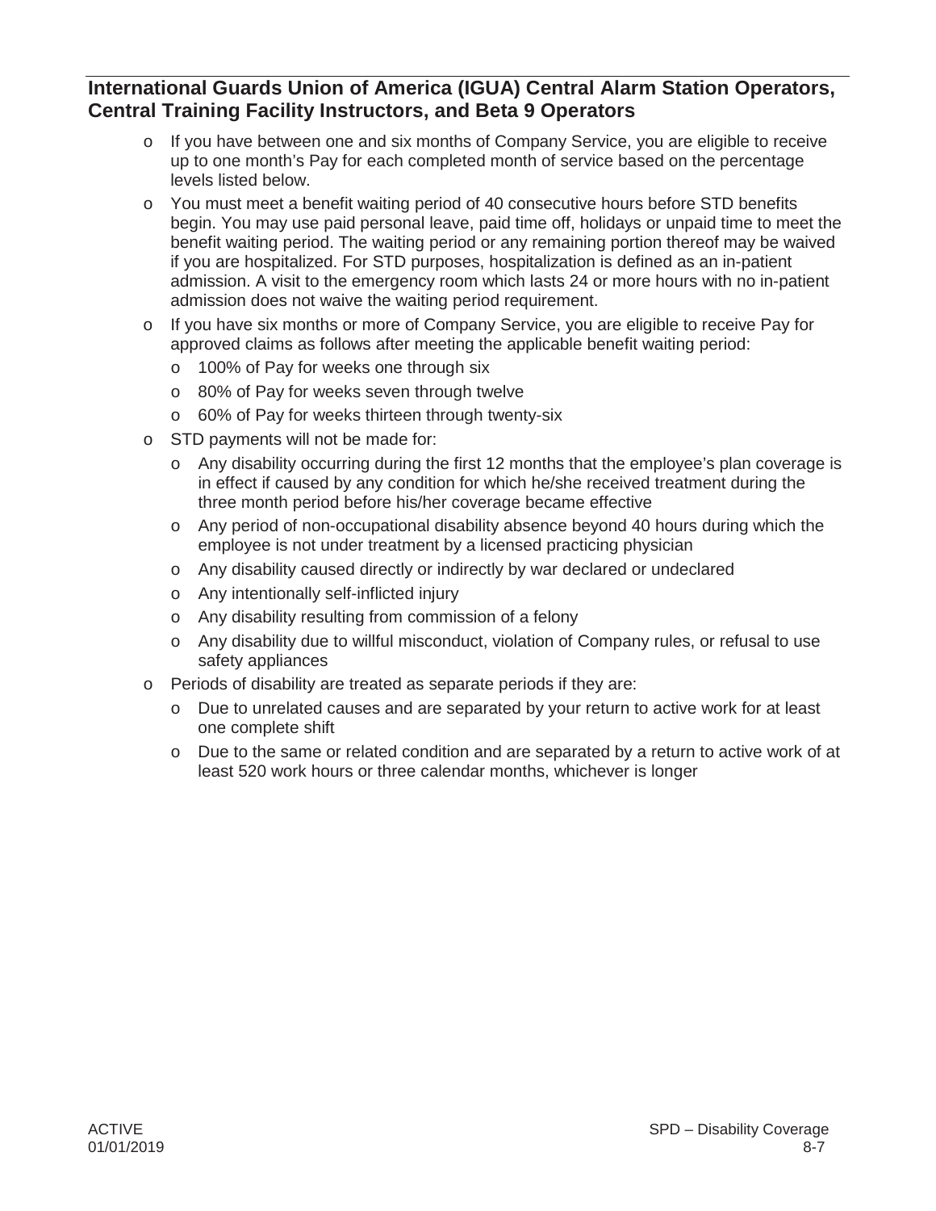## International Guards Union of America (IGUA) Central Alarm Station Operators, Central Training Facility Instructors, and Beta 9 Operators

- If you have between one and six months of Company Service, you are eligible to receive up to one month's Pay for each completed month of service based on the percentage levels listed below.
- You must meet a benefit waiting period of 40 consecutive hours before STD benefits begin. You may use paid personal leave, paid time off, holidays or unpaid time to meet the benefit waiting period. The waiting period or any remaining portion thereof may be waived if you are hospitalized. For STD purposes, hospitalization is defined as an in-patient admission. A visit to the emergency room which lasts 24 or more hours with no in-patient admission does not waive the waiting period requirement.
- If you have six months or more of Company Service, you are eligible to receive Pay for approved claims as follows after meeting the applicable benefit waiting period:
  - 100% of Pay for weeks one through six
  - 80% of Pay for weeks seven through twelve
  - 60% of Pay for weeks thirteen through twenty-six
- STD payments will not be made for:
  - Any disability occurring during the first 12 months that the employee's plan coverage is in effect if caused by any condition for which he/she received treatment during the three month period before his/her coverage became effective
  - Any period of non-occupational disability absence beyond 40 hours during which the employee is not under treatment by a licensed practicing physician
  - Any disability caused directly or indirectly by war declared or undeclared
  - Any intentionally self-inflicted injury
  - Any disability resulting from commission of a felony
  - Any disability due to willful misconduct, violation of Company rules, or refusal to use safety appliances
- Periods of disability are treated as separate periods if they are:
  - Due to unrelated causes and are separated by your return to active work for at least one complete shift
  - Due to the same or related condition and are separated by a return to active work of at least 520 work hours or three calendar months, whichever is longer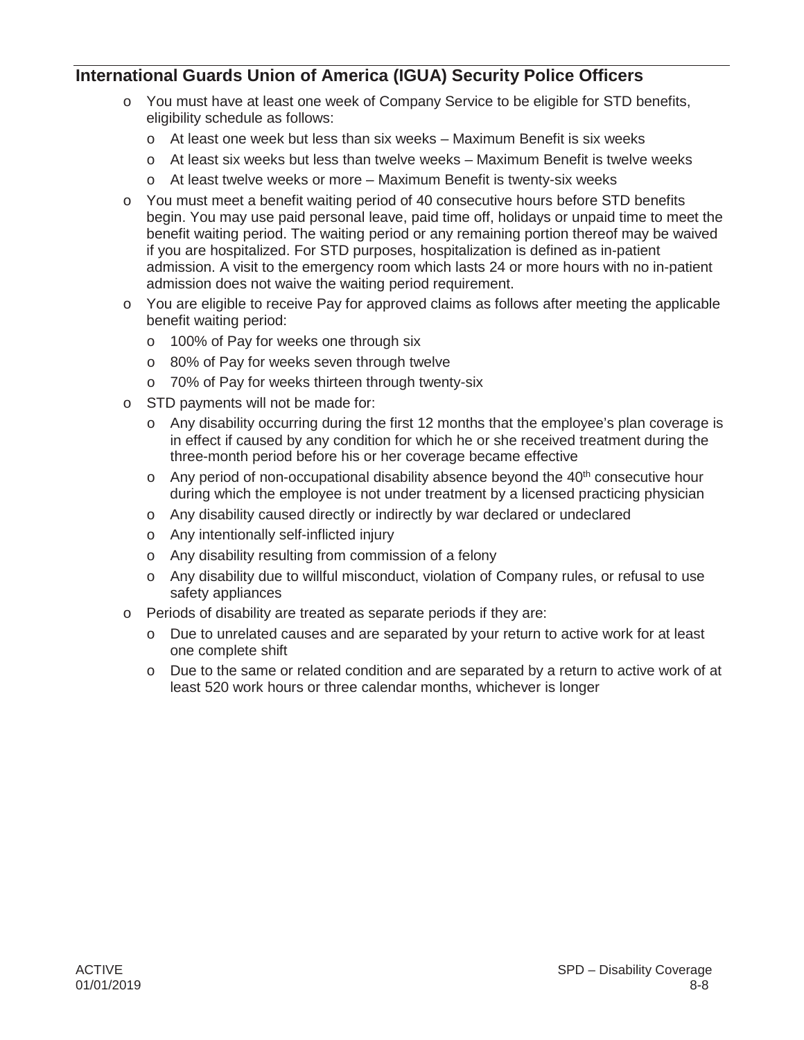## International Guards Union of America (IGUA) Security Police Officers

- You must have at least one week of Company Service to be eligible for STD benefits, eligibility schedule as follows:
  - At least one week but less than six weeks – Maximum Benefit is six weeks
  - At least six weeks but less than twelve weeks – Maximum Benefit is twelve weeks
  - At least twelve weeks or more – Maximum Benefit is twenty-six weeks
- You must meet a benefit waiting period of 40 consecutive hours before STD benefits begin. You may use paid personal leave, paid time off, holidays or unpaid time to meet the benefit waiting period. The waiting period or any remaining portion thereof may be waived if you are hospitalized. For STD purposes, hospitalization is defined as in-patient admission. A visit to the emergency room which lasts 24 or more hours with no in-patient admission does not waive the waiting period requirement.
- You are eligible to receive Pay for approved claims as follows after meeting the applicable benefit waiting period:
  - 100% of Pay for weeks one through six
  - 80% of Pay for weeks seven through twelve
  - 70% of Pay for weeks thirteen through twenty-six
- STD payments will not be made for:
  - Any disability occurring during the first 12 months that the employee's plan coverage is in effect if caused by any condition for which he or she received treatment during the three-month period before his or her coverage became effective
  - Any period of non-occupational disability absence beyond the 40th consecutive hour during which the employee is not under treatment by a licensed practicing physician
  - Any disability caused directly or indirectly by war declared or undeclared
  - Any intentionally self-inflicted injury
  - Any disability resulting from commission of a felony
  - Any disability due to willful misconduct, violation of Company rules, or refusal to use safety appliances
- Periods of disability are treated as separate periods if they are:
  - Due to unrelated causes and are separated by your return to active work for at least one complete shift
  - Due to the same or related condition and are separated by a return to active work of at least 520 work hours or three calendar months, whichever is longer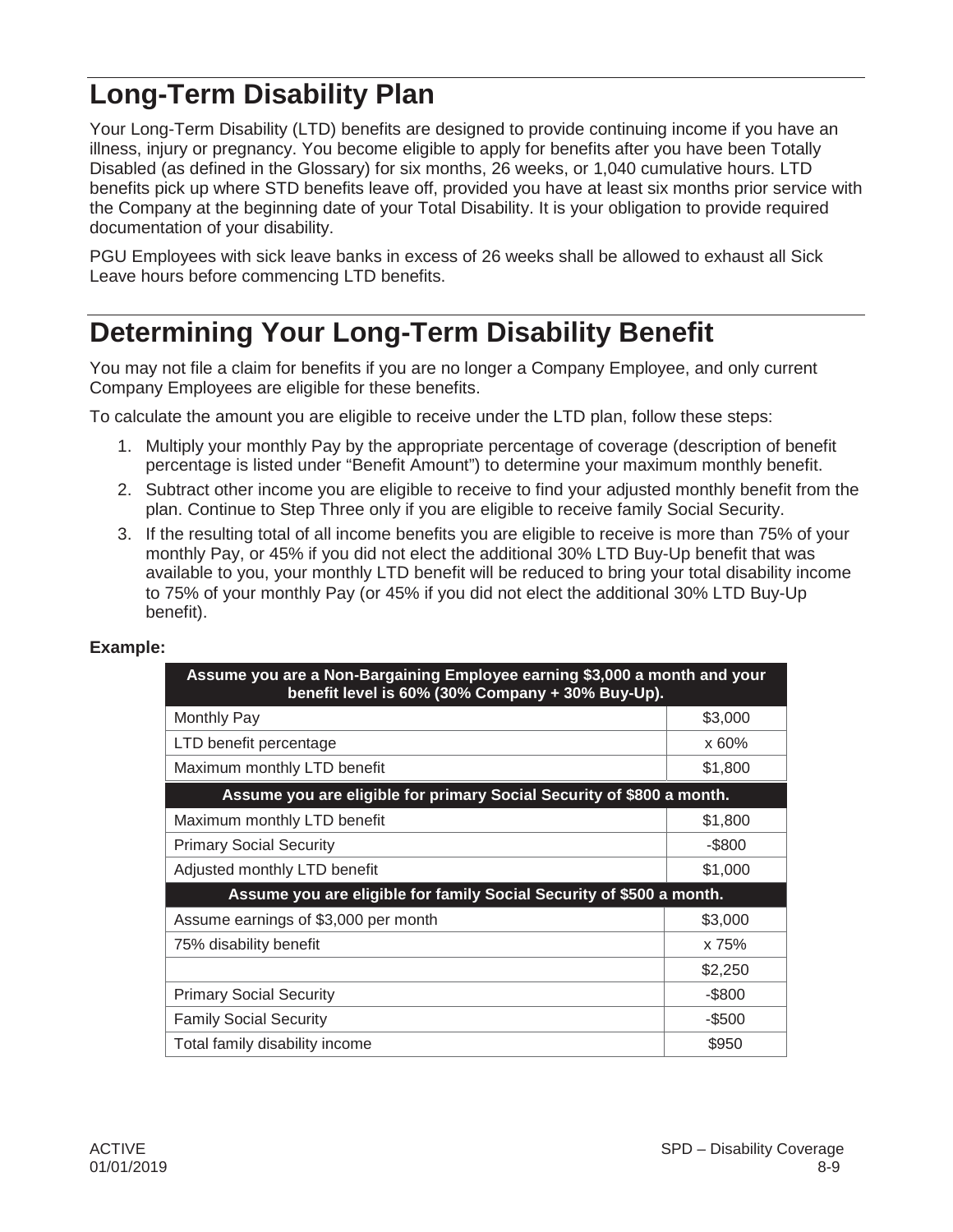# Long-Term Disability Plan

Your Long-Term Disability (LTD) benefits are designed to provide continuing income if you have an illness, injury or pregnancy. You become eligible to apply for benefits after you have been Totally Disabled (as defined in the Glossary) for six months, 26 weeks, or 1,040 cumulative hours. LTD benefits pick up where STD benefits leave off, provided you have at least six months prior service with the Company at the beginning date of your Total Disability. It is your obligation to provide required documentation of your disability.

PGU Employees with sick leave banks in excess of 26 weeks shall be allowed to exhaust all Sick Leave hours before commencing LTD benefits.

# Determining Your Long-Term Disability Benefit

You may not file a claim for benefits if you are no longer a Company Employee, and only current Company Employees are eligible for these benefits.

To calculate the amount you are eligible to receive under the LTD plan, follow these steps:

1. Multiply your monthly Pay by the appropriate percentage of coverage (description of benefit percentage is listed under "Benefit Amount") to determine your maximum monthly benefit.
2. Subtract other income you are eligible to receive to find your adjusted monthly benefit from the plan. Continue to Step Three only if you are eligible to receive family Social Security.
3. If the resulting total of all income benefits you are eligible to receive is more than 75% of your monthly Pay, or 45% if you did not elect the additional 30% LTD Buy-Up benefit that was available to you, your monthly LTD benefit will be reduced to bring your total disability income to 75% of your monthly Pay (or 45% if you did not elect the additional 30% LTD Buy-Up benefit).

**Example:**

| Assume you are a Non-Bargaining Employee earning $3,000 a month and your benefit level is 60% (30% Company + 30% Buy-Up). | |
|---|---|
| Monthly Pay | $3,000 |
| LTD benefit percentage | x 60% |
| Maximum monthly LTD benefit | $1,800 |
| **Assume you are eligible for primary Social Security of $800 a month.** | |
| Maximum monthly LTD benefit | $1,800 |
| Primary Social Security | -$800 |
| Adjusted monthly LTD benefit | $1,000 |
| **Assume you are eligible for family Social Security of $500 a month.** | |
| Assume earnings of $3,000 per month | $3,000 |
| 75% disability benefit | x 75% |
| | $2,250 |
| Primary Social Security | -$800 |
| Family Social Security | -$500 |
| Total family disability income | $950 |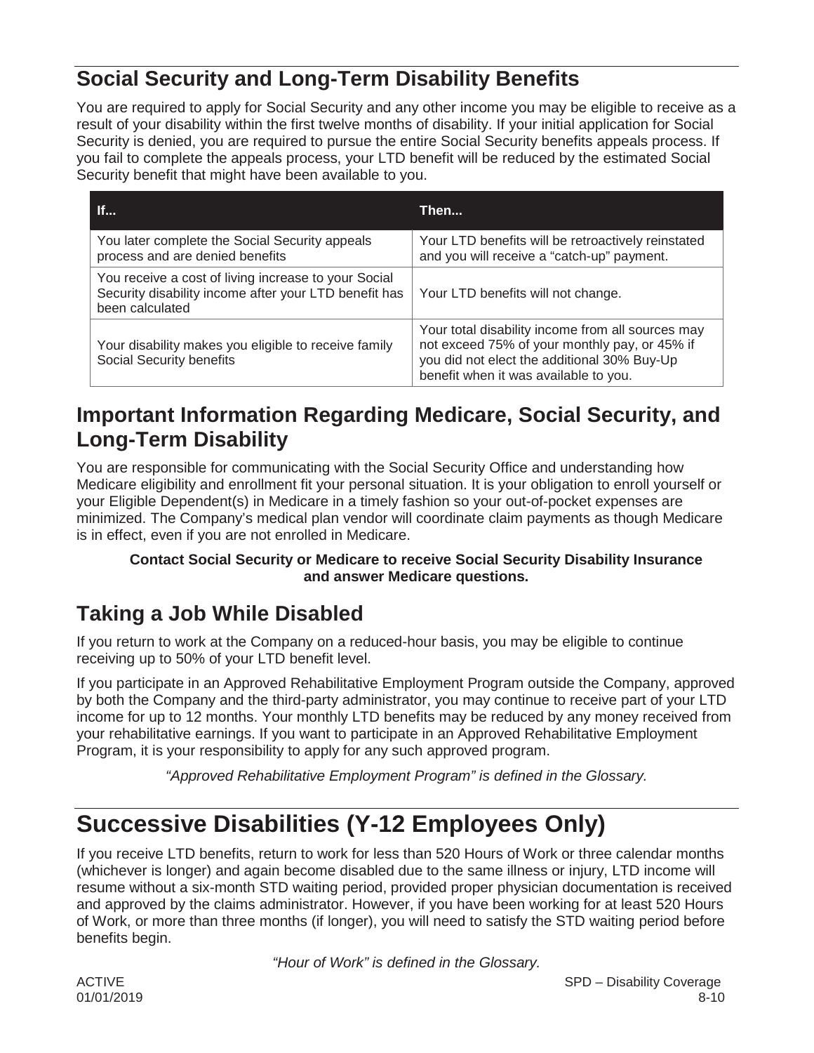## Social Security and Long-Term Disability Benefits

You are required to apply for Social Security and any other income you may be eligible to receive as a result of your disability within the first twelve months of disability. If your initial application for Social Security is denied, you are required to pursue the entire Social Security benefits appeals process. If you fail to complete the appeals process, your LTD benefit will be reduced by the estimated Social Security benefit that might have been available to you.

| If... | Then... |
|---|---|
| You later complete the Social Security appeals process and are denied benefits | Your LTD benefits will be retroactively reinstated and you will receive a "catch-up" payment. |
| You receive a cost of living increase to your Social Security disability income after your LTD benefit has been calculated | Your LTD benefits will not change. |
| Your disability makes you eligible to receive family Social Security benefits | Your total disability income from all sources may not exceed 75% of your monthly pay, or 45% if you did not elect the additional 30% Buy-Up benefit when it was available to you. |

## Important Information Regarding Medicare, Social Security, and Long-Term Disability

You are responsible for communicating with the Social Security Office and understanding how Medicare eligibility and enrollment fit your personal situation. It is your obligation to enroll yourself or your Eligible Dependent(s) in Medicare in a timely fashion so your out-of-pocket expenses are minimized. The Company's medical plan vendor will coordinate claim payments as though Medicare is in effect, even if you are not enrolled in Medicare.

**Contact Social Security or Medicare to receive Social Security Disability Insurance and answer Medicare questions.**

## Taking a Job While Disabled

If you return to work at the Company on a reduced-hour basis, you may be eligible to continue receiving up to 50% of your LTD benefit level.

If you participate in an Approved Rehabilitative Employment Program outside the Company, approved by both the Company and the third-party administrator, you may continue to receive part of your LTD income for up to 12 months. Your monthly LTD benefits may be reduced by any money received from your rehabilitative earnings. If you want to participate in an Approved Rehabilitative Employment Program, it is your responsibility to apply for any such approved program.

*"Approved Rehabilitative Employment Program" is defined in the Glossary.*

# Successive Disabilities (Y-12 Employees Only)

If you receive LTD benefits, return to work for less than 520 Hours of Work or three calendar months (whichever is longer) and again become disabled due to the same illness or injury, LTD income will resume without a six-month STD waiting period, provided proper physician documentation is received and approved by the claims administrator. However, if you have been working for at least 520 Hours of Work, or more than three months (if longer), you will need to satisfy the STD waiting period before benefits begin.

*"Hour of Work" is defined in the Glossary.*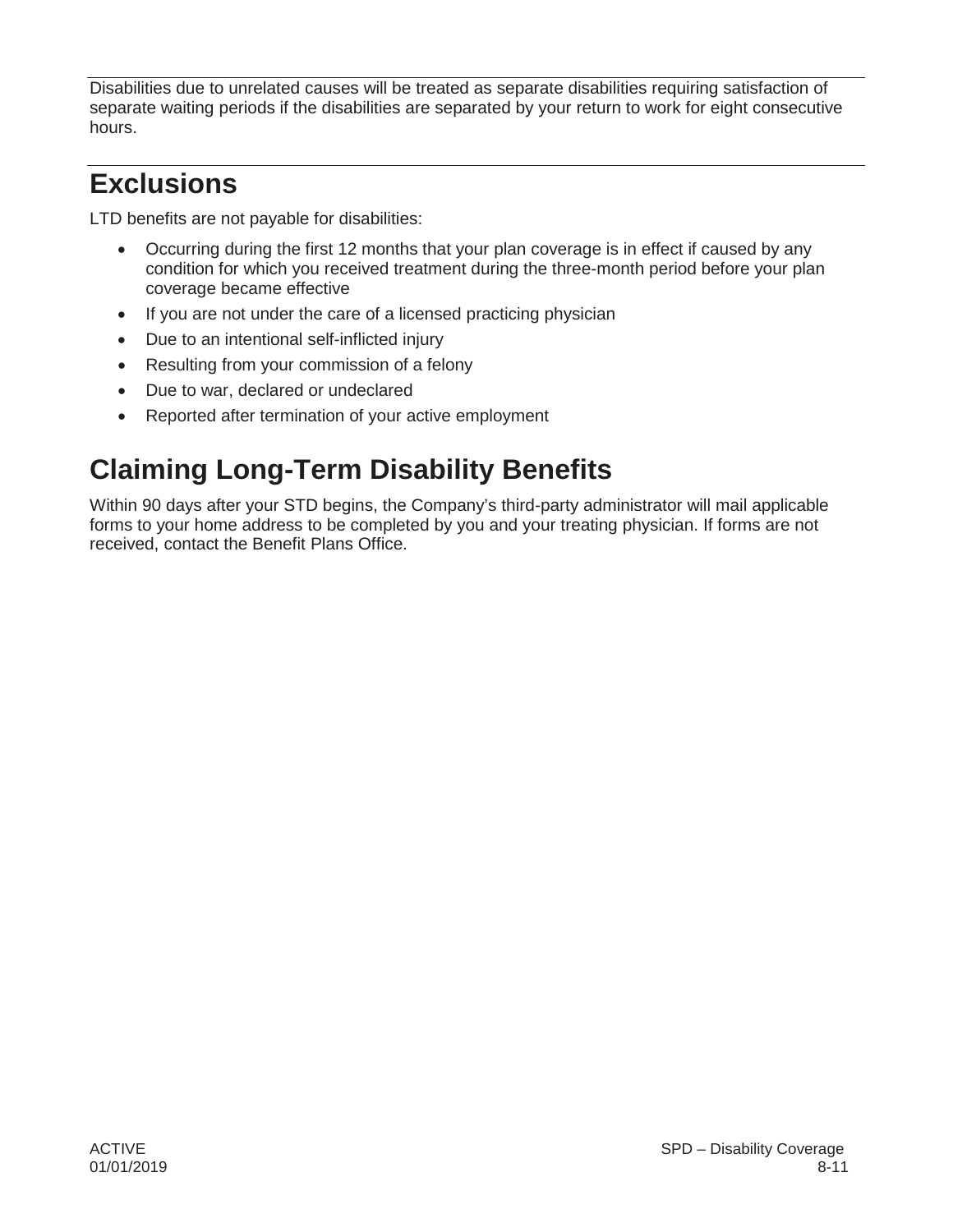Disabilities due to unrelated causes will be treated as separate disabilities requiring satisfaction of separate waiting periods if the disabilities are separated by your return to work for eight consecutive hours.

## Exclusions

LTD benefits are not payable for disabilities:

- Occurring during the first 12 months that your plan coverage is in effect if caused by any condition for which you received treatment during the three-month period before your plan coverage became effective
- If you are not under the care of a licensed practicing physician
- Due to an intentional self-inflicted injury
- Resulting from your commission of a felony
- Due to war, declared or undeclared
- Reported after termination of your active employment

## Claiming Long-Term Disability Benefits

Within 90 days after your STD begins, the Company's third-party administrator will mail applicable forms to your home address to be completed by you and your treating physician. If forms are not received, contact the Benefit Plans Office.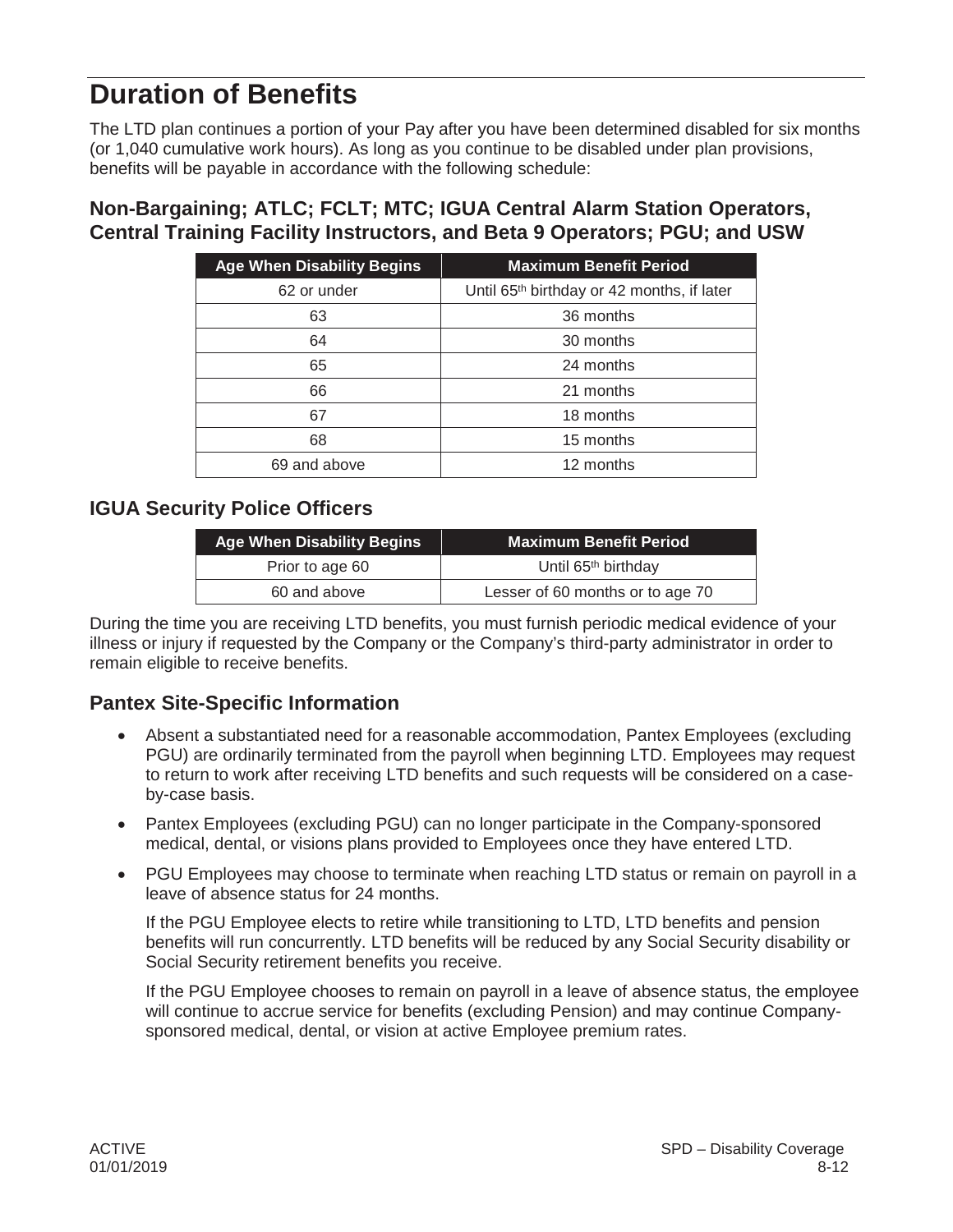# Duration of Benefits

The LTD plan continues a portion of your Pay after you have been determined disabled for six months (or 1,040 cumulative work hours). As long as you continue to be disabled under plan provisions, benefits will be payable in accordance with the following schedule:

## Non-Bargaining; ATLC; FCLT; MTC; IGUA Central Alarm Station Operators, Central Training Facility Instructors, and Beta 9 Operators; PGU; and USW

| Age When Disability Begins | Maximum Benefit Period |
|---|---|
| 62 or under | Until 65th birthday or 42 months, if later |
| 63 | 36 months |
| 64 | 30 months |
| 65 | 24 months |
| 66 | 21 months |
| 67 | 18 months |
| 68 | 15 months |
| 69 and above | 12 months |

## IGUA Security Police Officers

| Age When Disability Begins | Maximum Benefit Period |
|---|---|
| Prior to age 60 | Until 65th birthday |
| 60 and above | Lesser of 60 months or to age 70 |

During the time you are receiving LTD benefits, you must furnish periodic medical evidence of your illness or injury if requested by the Company or the Company's third-party administrator in order to remain eligible to receive benefits.

## Pantex Site-Specific Information

- Absent a substantiated need for a reasonable accommodation, Pantex Employees (excluding PGU) are ordinarily terminated from the payroll when beginning LTD. Employees may request to return to work after receiving LTD benefits and such requests will be considered on a case-by-case basis.
- Pantex Employees (excluding PGU) can no longer participate in the Company-sponsored medical, dental, or visions plans provided to Employees once they have entered LTD.
- PGU Employees may choose to terminate when reaching LTD status or remain on payroll in a leave of absence status for 24 months.

  If the PGU Employee elects to retire while transitioning to LTD, LTD benefits and pension benefits will run concurrently. LTD benefits will be reduced by any Social Security disability or Social Security retirement benefits you receive.

  If the PGU Employee chooses to remain on payroll in a leave of absence status, the employee will continue to accrue service for benefits (excluding Pension) and may continue Company-sponsored medical, dental, or vision at active Employee premium rates.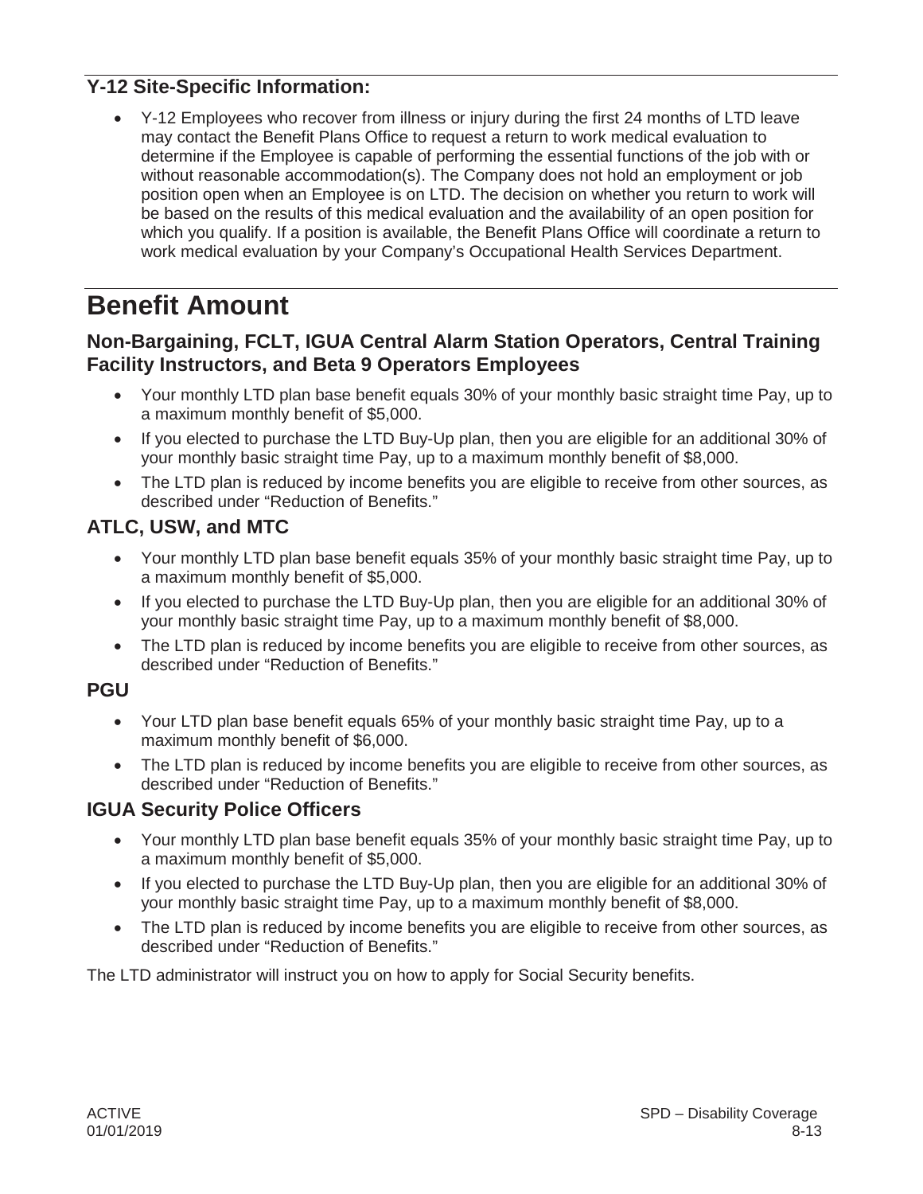### Y-12 Site-Specific Information:

- Y-12 Employees who recover from illness or injury during the first 24 months of LTD leave may contact the Benefit Plans Office to request a return to work medical evaluation to determine if the Employee is capable of performing the essential functions of the job with or without reasonable accommodation(s). The Company does not hold an employment or job position open when an Employee is on LTD. The decision on whether you return to work will be based on the results of this medical evaluation and the availability of an open position for which you qualify. If a position is available, the Benefit Plans Office will coordinate a return to work medical evaluation by your Company's Occupational Health Services Department.

# Benefit Amount

### Non-Bargaining, FCLT, IGUA Central Alarm Station Operators, Central Training Facility Instructors, and Beta 9 Operators Employees

- Your monthly LTD plan base benefit equals 30% of your monthly basic straight time Pay, up to a maximum monthly benefit of $5,000.
- If you elected to purchase the LTD Buy-Up plan, then you are eligible for an additional 30% of your monthly basic straight time Pay, up to a maximum monthly benefit of $8,000.
- The LTD plan is reduced by income benefits you are eligible to receive from other sources, as described under "Reduction of Benefits."

### ATLC, USW, and MTC

- Your monthly LTD plan base benefit equals 35% of your monthly basic straight time Pay, up to a maximum monthly benefit of $5,000.
- If you elected to purchase the LTD Buy-Up plan, then you are eligible for an additional 30% of your monthly basic straight time Pay, up to a maximum monthly benefit of $8,000.
- The LTD plan is reduced by income benefits you are eligible to receive from other sources, as described under "Reduction of Benefits."

### PGU

- Your LTD plan base benefit equals 65% of your monthly basic straight time Pay, up to a maximum monthly benefit of $6,000.
- The LTD plan is reduced by income benefits you are eligible to receive from other sources, as described under "Reduction of Benefits."

### IGUA Security Police Officers

- Your monthly LTD plan base benefit equals 35% of your monthly basic straight time Pay, up to a maximum monthly benefit of $5,000.
- If you elected to purchase the LTD Buy-Up plan, then you are eligible for an additional 30% of your monthly basic straight time Pay, up to a maximum monthly benefit of $8,000.
- The LTD plan is reduced by income benefits you are eligible to receive from other sources, as described under "Reduction of Benefits."

The LTD administrator will instruct you on how to apply for Social Security benefits.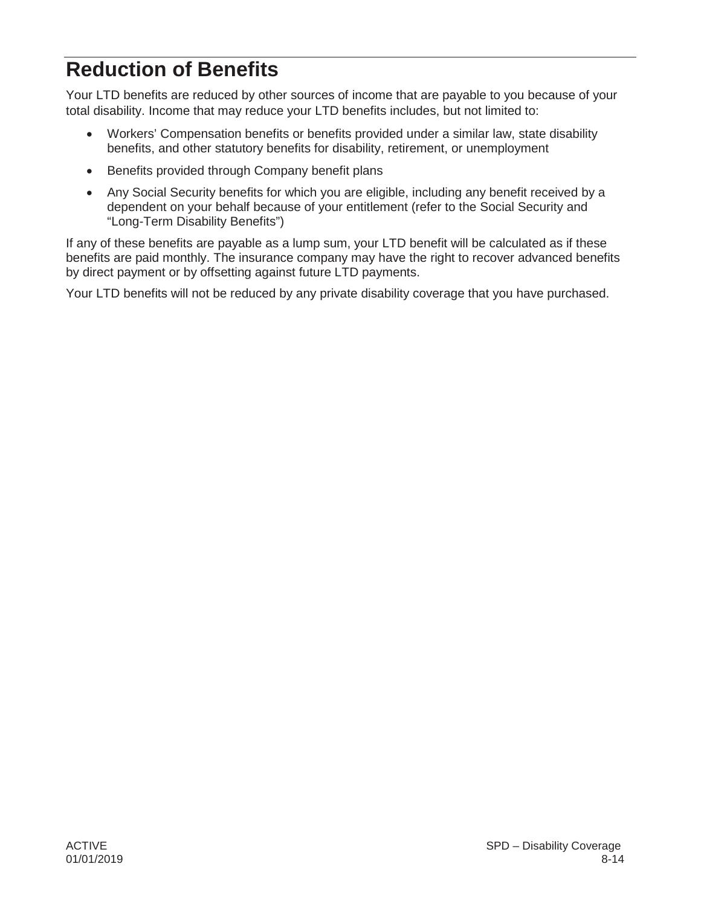# Reduction of Benefits

Your LTD benefits are reduced by other sources of income that are payable to you because of your total disability. Income that may reduce your LTD benefits includes, but not limited to:

- Workers' Compensation benefits or benefits provided under a similar law, state disability benefits, and other statutory benefits for disability, retirement, or unemployment
- Benefits provided through Company benefit plans
- Any Social Security benefits for which you are eligible, including any benefit received by a dependent on your behalf because of your entitlement (refer to the Social Security and "Long-Term Disability Benefits")

If any of these benefits are payable as a lump sum, your LTD benefit will be calculated as if these benefits are paid monthly. The insurance company may have the right to recover advanced benefits by direct payment or by offsetting against future LTD payments.

Your LTD benefits will not be reduced by any private disability coverage that you have purchased.